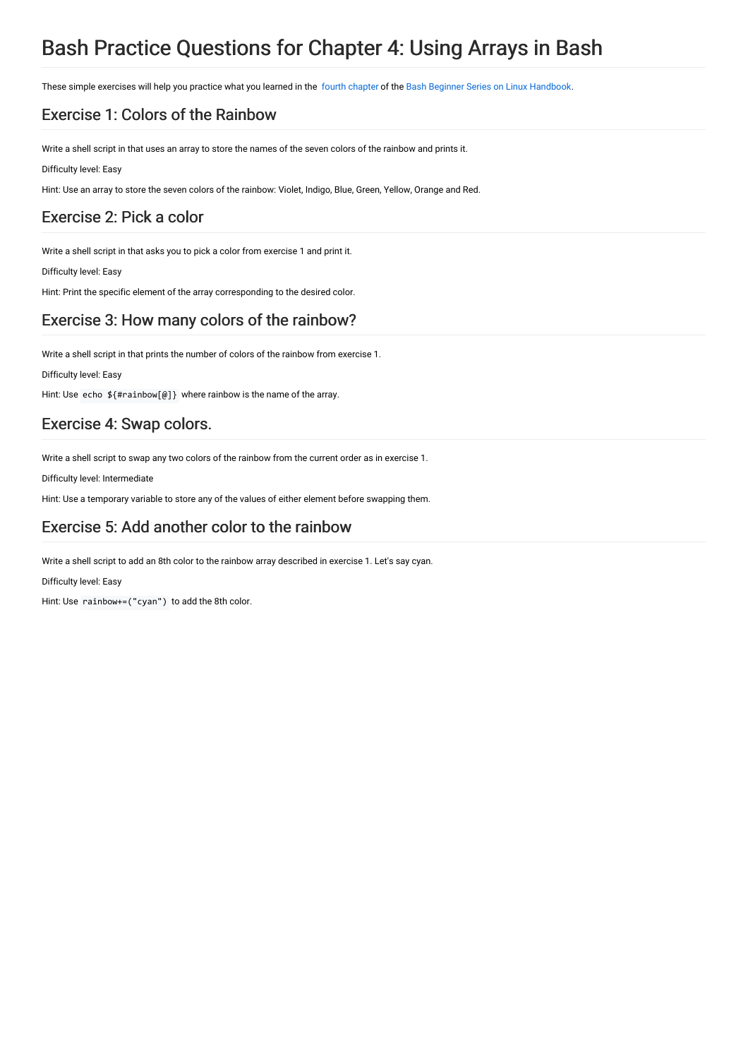# Bash Practice Questions for Chapter 4: Using Arrays in Bash

These simple exercises will help you practice what you learned in the fourth chapter of the Bash Beginner Series on Linux Handbook.

## Exercise 1: Colors of the Rainbow

Write a shell script in that uses an array to store the names of the seven colors of the rainbow and prints it.

Difficulty level: Easy

Hint: Use an array to store the seven colors of the rainbow: Violet, Indigo, Blue, Green, Yellow, Orange and Red.

## Exercise 2: Pick a color

Write a shell script in that asks you to pick a color from exercise 1 and print it.

Difficulty level: Easy

Hint: Print the specific element of the array corresponding to the desired color.

## Exercise 3: How many colors of the rainbow?

Write a shell script in that prints the number of colors of the rainbow from exercise 1.

Difficulty level: Easy

Hint: Use `echo ${#rainbow[@]}` where rainbow is the name of the array.

## Exercise 4: Swap colors.

Write a shell script to swap any two colors of the rainbow from the current order as in exercise 1.

Difficulty level: Intermediate

Hint: Use a temporary variable to store any of the values of either element before swapping them.

## Exercise 5: Add another color to the rainbow

Write a shell script to add an 8th color to the rainbow array described in exercise 1. Let's say cyan.

Difficulty level: Easy

Hint: Use `rainbow+=("cyan")` to add the 8th color.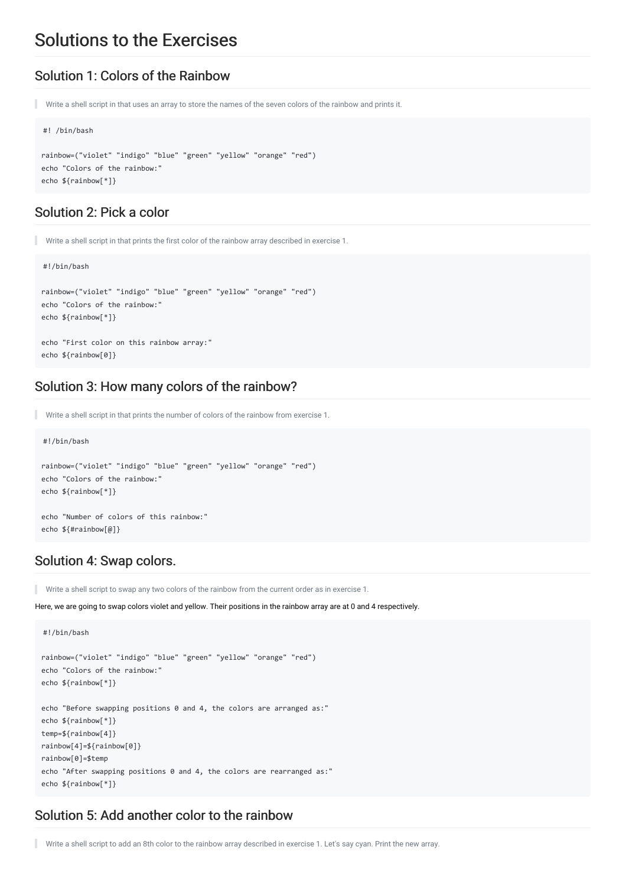# Solutions to the Exercises

## Solution 1: Colors of the Rainbow

> Write a shell script in that uses an array to store the names of the seven colors of the rainbow and prints it.

```
#! /bin/bash

rainbow=("violet" "indigo" "blue" "green" "yellow" "orange" "red")
echo "Colors of the rainbow:"
echo ${rainbow[*]}
```

## Solution 2: Pick a color

> Write a shell script in that prints the first color of the rainbow array described in exercise 1.

```
#!/bin/bash

rainbow=("violet" "indigo" "blue" "green" "yellow" "orange" "red")
echo "Colors of the rainbow:"
echo ${rainbow[*]}

echo "First color on this rainbow array:"
echo ${rainbow[0]}
```

## Solution 3: How many colors of the rainbow?

> Write a shell script in that prints the number of colors of the rainbow from exercise 1.

```
#!/bin/bash

rainbow=("violet" "indigo" "blue" "green" "yellow" "orange" "red")
echo "Colors of the rainbow:"
echo ${rainbow[*]}

echo "Number of colors of this rainbow:"
echo ${#rainbow[@]}
```

## Solution 4: Swap colors.

> Write a shell script to swap any two colors of the rainbow from the current order as in exercise 1.

Here, we are going to swap colors violet and yellow. Their positions in the rainbow array are at 0 and 4 respectively.

```
#!/bin/bash

rainbow=("violet" "indigo" "blue" "green" "yellow" "orange" "red")
echo "Colors of the rainbow:"
echo ${rainbow[*]}

echo "Before swapping positions 0 and 4, the colors are arranged as:"
echo ${rainbow[*]}
temp=${rainbow[4]}
rainbow[4]=${rainbow[0]}
rainbow[0]=$temp
echo "After swapping positions 0 and 4, the colors are rearranged as:"
echo ${rainbow[*]}
```

## Solution 5: Add another color to the rainbow

> Write a shell script to add an 8th color to the rainbow array described in exercise 1. Let's say cyan. Print the new array.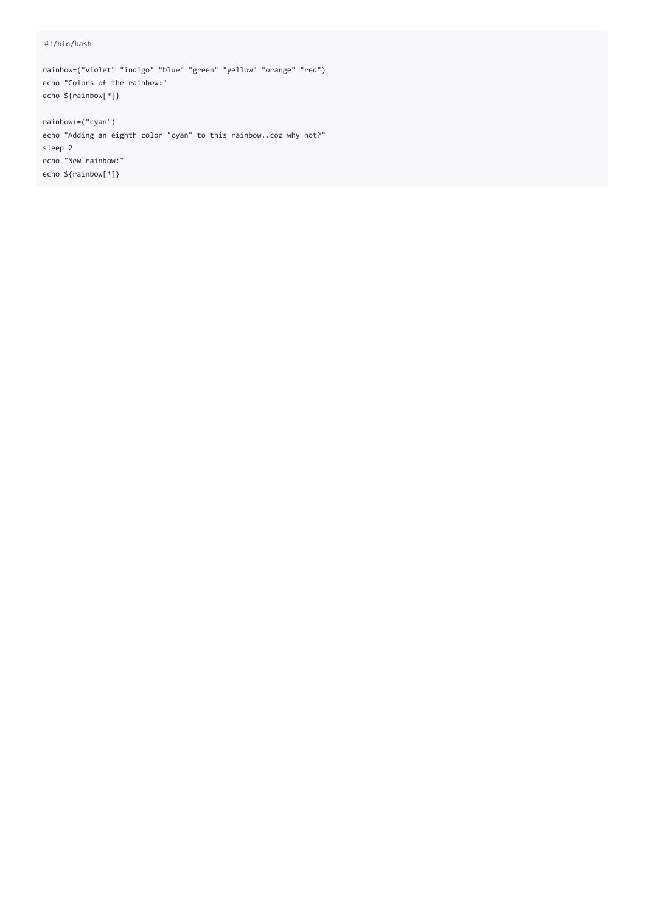```
#!/bin/bash

rainbow=("violet" "indigo" "blue" "green" "yellow" "orange" "red")
echo "Colors of the rainbow:"
echo ${rainbow[*]}

rainbow+=("cyan")
echo "Adding an eighth color "cyan" to this rainbow..coz why not?"
sleep 2
echo "New rainbow:"
echo ${rainbow[*]}
```